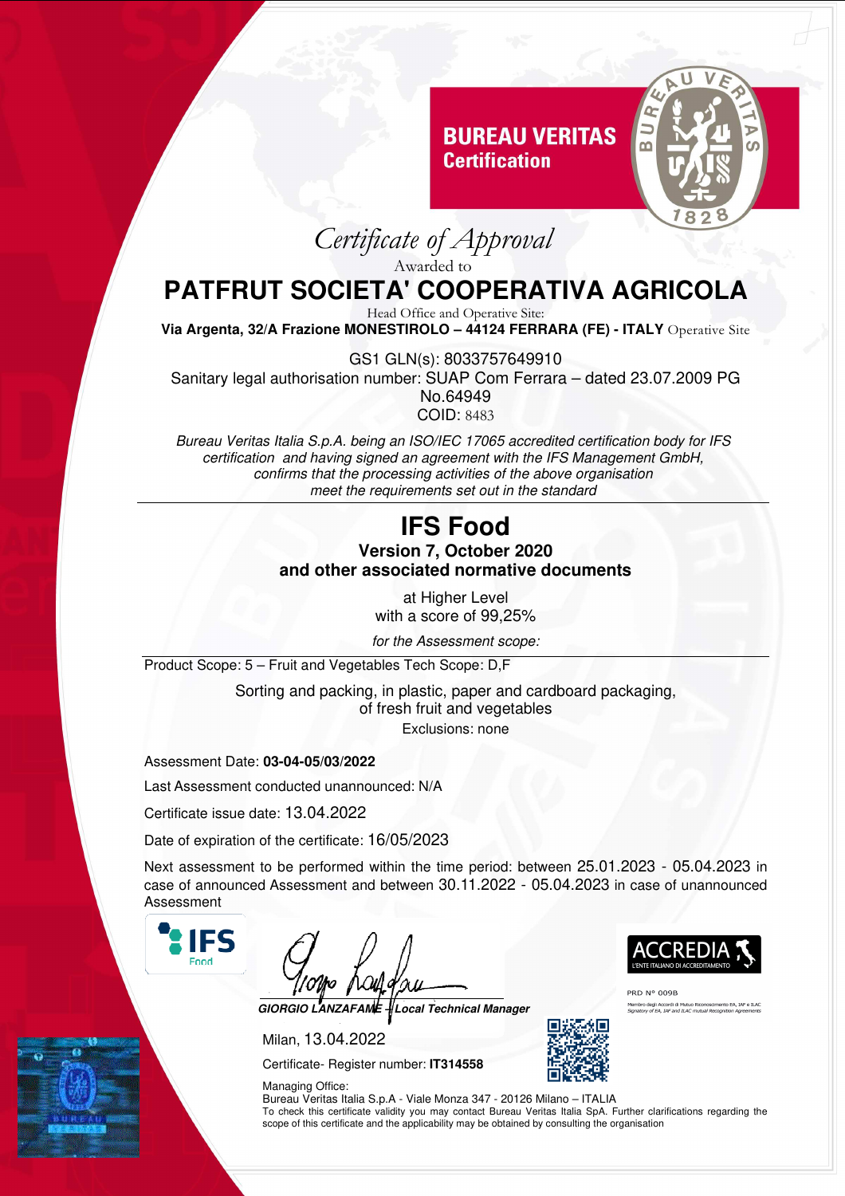**BUREAU VERITAS**
**Certification**

# *Certificate of Approval*

Awarded to

## PATFRUT SOCIETA' COOPERATIVA AGRICOLA

Head Office and Operative Site:

**Via Argenta, 32/A Frazione MONESTIROLO – 44124 FERRARA (FE) - ITALY** Operative Site

GS1 GLN(s): 8033757649910

Sanitary legal authorisation number: SUAP Com Ferrara – dated 23.07.2009 PG No.64949

COID: 8483

*Bureau Veritas Italia S.p.A. being an ISO/IEC 17065 accredited certification body for IFS certification and having signed an agreement with the IFS Management GmbH, confirms that the processing activities of the above organisation meet the requirements set out in the standard*

## IFS Food

**Version 7, October 2020**
**and other associated normative documents**

at Higher Level
with a score of 99,25%

*for the Assessment scope:*

Product Scope: 5 – Fruit and Vegetables Tech Scope: D,F

Sorting and packing, in plastic, paper and cardboard packaging, of fresh fruit and vegetables

Exclusions: none

Assessment Date: **03-04-05/03/2022**

Last Assessment conducted unannounced: N/A

Certificate issue date: 13.04.2022

Date of expiration of the certificate: 16/05/2023

Next assessment to be performed within the time period: between 25.01.2023 - 05.04.2023 in case of announced Assessment and between 30.11.2022 - 05.04.2023 in case of unannounced Assessment

***GIORGIO LANZAFAME – Local Technical Manager***

Milan, 13.04.2022

Certificate- Register number: **IT314558**

ACCREDIA
L'ENTE ITALIANO DI ACCREDITAMENTO

PRD N° 009B

Membro degli Accordi di Mutuo Riconoscimento EA, IAF e ILAC
Signatory of EA, IAF and ILAC mutual Recognition Agreements

Managing Office:
Bureau Veritas Italia S.p.A - Viale Monza 347 - 20126 Milano – ITALIA
To check this certificate validity you may contact Bureau Veritas Italia SpA. Further clarifications regarding the scope of this certificate and the applicability may be obtained by consulting the organisation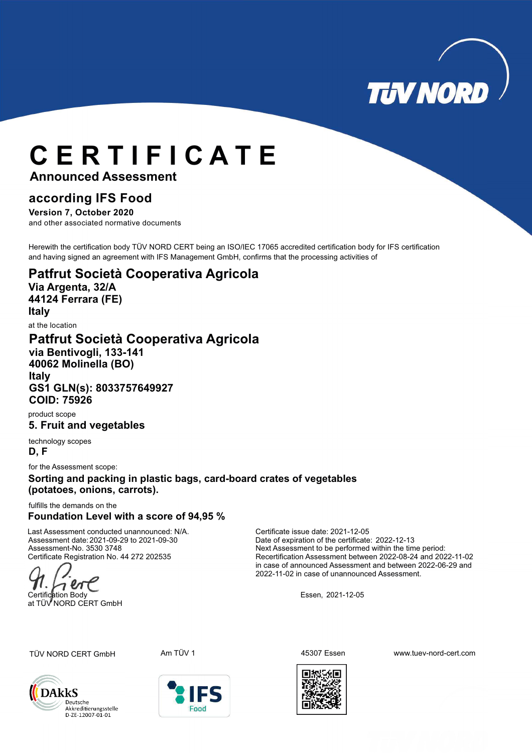TÜV NORD

# CERTIFICATE

## Announced Assessment

## according IFS Food

**Version 7, October 2020**

and other associated normative documents

Herewith the certification body TÜV NORD CERT being an ISO/IEC 17065 accredited certification body for IFS certification and having signed an agreement with IFS Management GmbH, confirms that the processing activities of

### Patfrut Società Cooperativa Agricola

**Via Argenta, 32/A**
**44124 Ferrara (FE)**
**Italy**

at the location

### Patfrut Società Cooperativa Agricola

**via Bentivogli, 133-141**
**40062 Molinella (BO)**
**Italy**
**GS1 GLN(s): 8033757649927**
**COID: 75926**

product scope

**5. Fruit and vegetables**

technology scopes

**D, F**

for the Assessment scope:

**Sorting and packing in plastic bags, card-board crates of vegetables (potatoes, onions, carrots).**

fulfills the demands on the

**Foundation Level with a score of 94,95 %**

Last Assessment conducted unannounced: N/A.
Assessment date: 2021-09-29 to 2021-09-30
Assessment-No. 3530 3748
Certificate Registration No. 44 272 202535

Certificate issue date: 2021-12-05
Date of expiration of the certificate: 2022-12-13
Next Assessment to be performed within the time period:
Recertification Assessment between 2022-08-24 and 2022-11-02 in case of announced Assessment and between 2022-06-29 and 2022-11-02 in case of unannounced Assessment.

Certification Body
at TÜV NORD CERT GmbH

Essen, 2021-12-05

TÜV NORD CERT GmbH | Am TÜV 1 | 45307 Essen | www.tuev-nord-cert.com

DAkkS Deutsche Akkreditierungsstelle D-ZE-12007-01-01

IFS Food